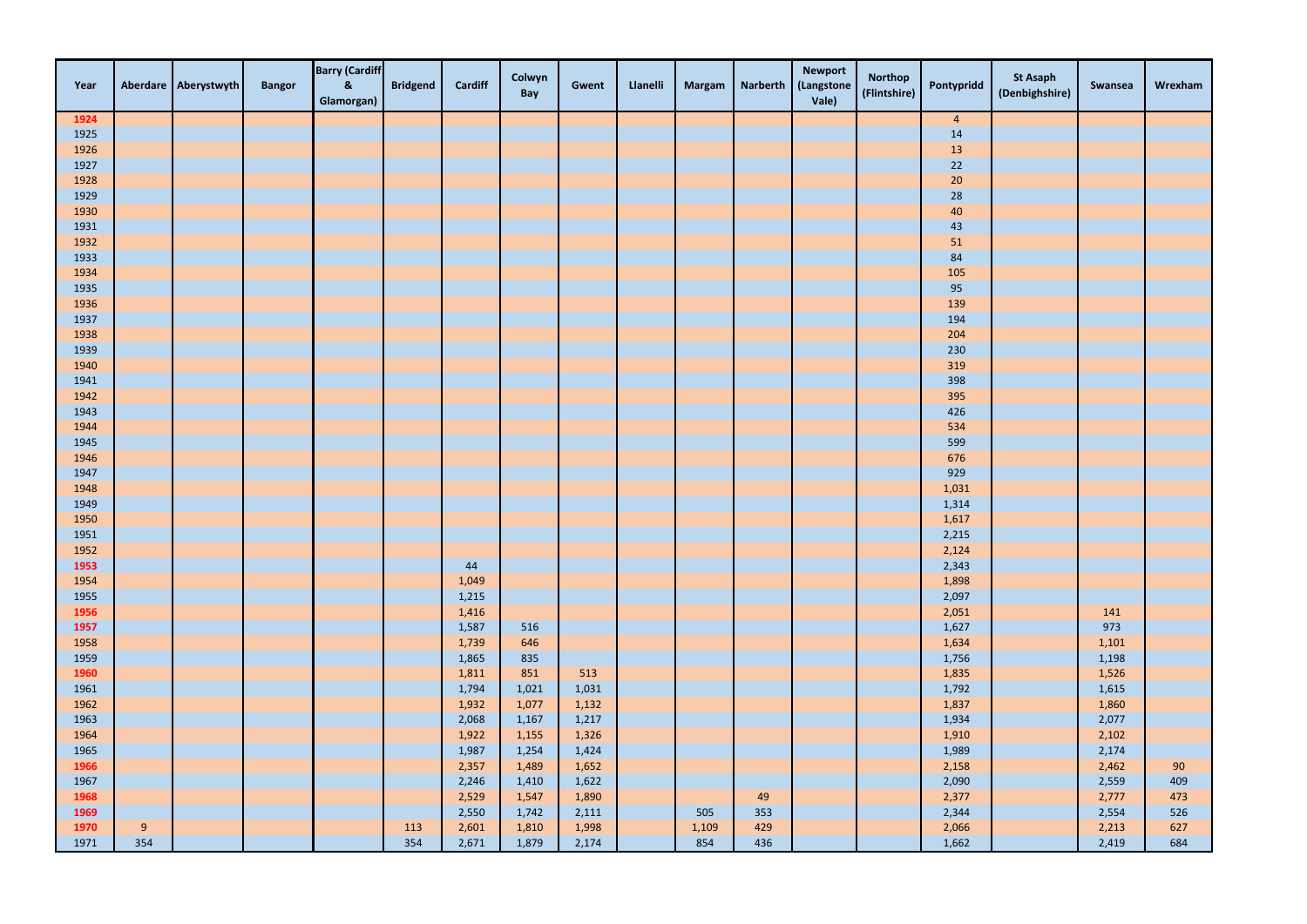| Year | Aberdare | Aberystwyth | Bangor | Barry (Cardiff & Glamorgan) | Bridgend | Cardiff | Colwyn Bay | Gwent | Llanelli | Margam | Narberth | Newport (Langstone Vale) | Northop (Flintshire) | Pontypridd | St Asaph (Denbighshire) | Swansea | Wrexham |
|---|---|---|---|---|---|---|---|---|---|---|---|---|---|---|---|---|---|
| 1924 | | | | | | | | | | | | | | 4 | | | |
| 1925 | | | | | | | | | | | | | | 14 | | | |
| 1926 | | | | | | | | | | | | | | 13 | | | |
| 1927 | | | | | | | | | | | | | | 22 | | | |
| 1928 | | | | | | | | | | | | | | 20 | | | |
| 1929 | | | | | | | | | | | | | | 28 | | | |
| 1930 | | | | | | | | | | | | | | 40 | | | |
| 1931 | | | | | | | | | | | | | | 43 | | | |
| 1932 | | | | | | | | | | | | | | 51 | | | |
| 1933 | | | | | | | | | | | | | | 84 | | | |
| 1934 | | | | | | | | | | | | | | 105 | | | |
| 1935 | | | | | | | | | | | | | | 95 | | | |
| 1936 | | | | | | | | | | | | | | 139 | | | |
| 1937 | | | | | | | | | | | | | | 194 | | | |
| 1938 | | | | | | | | | | | | | | 204 | | | |
| 1939 | | | | | | | | | | | | | | 230 | | | |
| 1940 | | | | | | | | | | | | | | 319 | | | |
| 1941 | | | | | | | | | | | | | | 398 | | | |
| 1942 | | | | | | | | | | | | | | 395 | | | |
| 1943 | | | | | | | | | | | | | | 426 | | | |
| 1944 | | | | | | | | | | | | | | 534 | | | |
| 1945 | | | | | | | | | | | | | | 599 | | | |
| 1946 | | | | | | | | | | | | | | 676 | | | |
| 1947 | | | | | | | | | | | | | | 929 | | | |
| 1948 | | | | | | | | | | | | | | 1,031 | | | |
| 1949 | | | | | | | | | | | | | | 1,314 | | | |
| 1950 | | | | | | | | | | | | | | 1,617 | | | |
| 1951 | | | | | | | | | | | | | | 2,215 | | | |
| 1952 | | | | | | | | | | | | | | 2,124 | | | |
| 1953 | | | | | | 44 | | | | | | | | 2,343 | | | |
| 1954 | | | | | | 1,049 | | | | | | | | 1,898 | | | |
| 1955 | | | | | | 1,215 | | | | | | | | 2,097 | | | |
| 1956 | | | | | | 1,416 | | | | | | | | 2,051 | | 141 | |
| 1957 | | | | | | 1,587 | 516 | | | | | | | 1,627 | | 973 | |
| 1958 | | | | | | 1,739 | 646 | | | | | | | 1,634 | | 1,101 | |
| 1959 | | | | | | 1,865 | 835 | | | | | | | 1,756 | | 1,198 | |
| 1960 | | | | | | 1,811 | 851 | 513 | | | | | | 1,835 | | 1,526 | |
| 1961 | | | | | | 1,794 | 1,021 | 1,031 | | | | | | 1,792 | | 1,615 | |
| 1962 | | | | | | 1,932 | 1,077 | 1,132 | | | | | | 1,837 | | 1,860 | |
| 1963 | | | | | | 2,068 | 1,167 | 1,217 | | | | | | 1,934 | | 2,077 | |
| 1964 | | | | | | 1,922 | 1,155 | 1,326 | | | | | | 1,910 | | 2,102 | |
| 1965 | | | | | | 1,987 | 1,254 | 1,424 | | | | | | 1,989 | | 2,174 | |
| 1966 | | | | | | 2,357 | 1,489 | 1,652 | | | | | | 2,158 | | 2,462 | 90 |
| 1967 | | | | | | 2,246 | 1,410 | 1,622 | | | | | | 2,090 | | 2,559 | 409 |
| 1968 | | | | | | 2,529 | 1,547 | 1,890 | | | 49 | | | 2,377 | | 2,777 | 473 |
| 1969 | | | | | | 2,550 | 1,742 | 2,111 | | 505 | 353 | | | 2,344 | | 2,554 | 526 |
| 1970 | 9 | | | | 113 | 2,601 | 1,810 | 1,998 | | 1,109 | 429 | | | 2,066 | | 2,213 | 627 |
| 1971 | 354 | | | | 354 | 2,671 | 1,879 | 2,174 | | 854 | 436 | | | 1,662 | | 2,419 | 684 |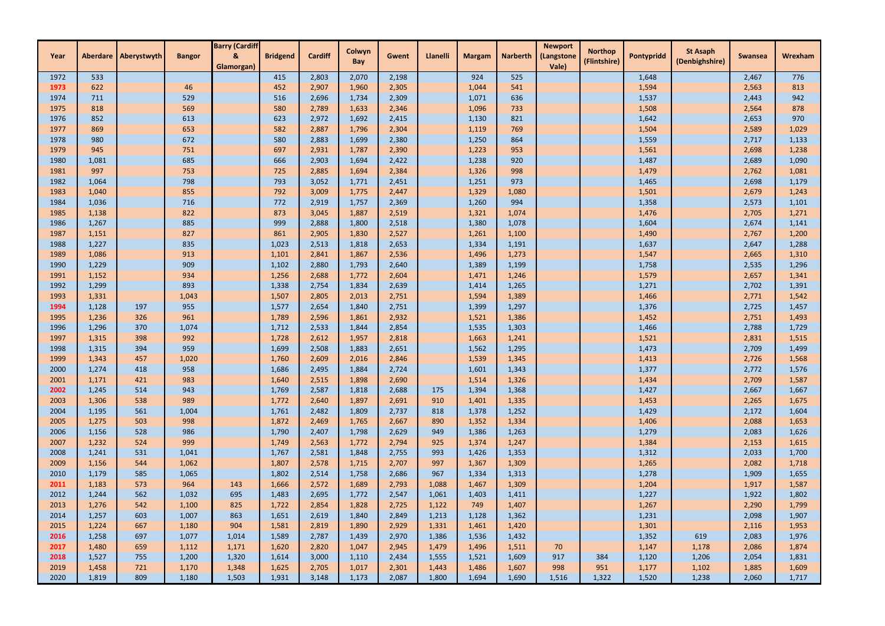| Year | Aberdare | Aberystwyth | Bangor | Barry (Cardiff & Glamorgan) | Bridgend | Cardiff | Colwyn Bay | Gwent | Llanelli | Margam | Narberth | Newport (Langstone Vale) | Northop (Flintshire) | Pontypridd | St Asaph (Denbighshire) | Swansea | Wrexham |
|---|---|---|---|---|---|---|---|---|---|---|---|---|---|---|---|---|---|
| 1972 | 533 | | | | 415 | 2,803 | 2,070 | 2,198 | | 924 | 525 | | | 1,648 | | 2,467 | 776 |
| 1973 | 622 | | 46 | | 452 | 2,907 | 1,960 | 2,305 | | 1,044 | 541 | | | 1,594 | | 2,563 | 813 |
| 1974 | 711 | | 529 | | 516 | 2,696 | 1,734 | 2,309 | | 1,071 | 636 | | | 1,537 | | 2,443 | 942 |
| 1975 | 818 | | 569 | | 580 | 2,789 | 1,633 | 2,346 | | 1,096 | 733 | | | 1,508 | | 2,564 | 878 |
| 1976 | 852 | | 613 | | 623 | 2,972 | 1,692 | 2,415 | | 1,130 | 821 | | | 1,642 | | 2,653 | 970 |
| 1977 | 869 | | 653 | | 582 | 2,887 | 1,796 | 2,304 | | 1,119 | 769 | | | 1,504 | | 2,589 | 1,029 |
| 1978 | 980 | | 672 | | 580 | 2,883 | 1,699 | 2,380 | | 1,250 | 864 | | | 1,559 | | 2,717 | 1,133 |
| 1979 | 945 | | 751 | | 697 | 2,931 | 1,787 | 2,390 | | 1,223 | 953 | | | 1,561 | | 2,698 | 1,238 |
| 1980 | 1,081 | | 685 | | 666 | 2,903 | 1,694 | 2,422 | | 1,238 | 920 | | | 1,487 | | 2,689 | 1,090 |
| 1981 | 997 | | 753 | | 725 | 2,885 | 1,694 | 2,384 | | 1,326 | 998 | | | 1,479 | | 2,762 | 1,081 |
| 1982 | 1,064 | | 798 | | 793 | 3,052 | 1,771 | 2,451 | | 1,251 | 973 | | | 1,465 | | 2,698 | 1,179 |
| 1983 | 1,040 | | 855 | | 792 | 3,009 | 1,775 | 2,447 | | 1,329 | 1,080 | | | 1,501 | | 2,679 | 1,243 |
| 1984 | 1,036 | | 716 | | 772 | 2,919 | 1,757 | 2,369 | | 1,260 | 994 | | | 1,358 | | 2,573 | 1,101 |
| 1985 | 1,138 | | 822 | | 873 | 3,045 | 1,887 | 2,519 | | 1,321 | 1,074 | | | 1,476 | | 2,705 | 1,271 |
| 1986 | 1,267 | | 885 | | 999 | 2,888 | 1,800 | 2,518 | | 1,380 | 1,078 | | | 1,604 | | 2,674 | 1,141 |
| 1987 | 1,151 | | 827 | | 861 | 2,905 | 1,830 | 2,527 | | 1,261 | 1,100 | | | 1,490 | | 2,767 | 1,200 |
| 1988 | 1,227 | | 835 | | 1,023 | 2,513 | 1,818 | 2,653 | | 1,334 | 1,191 | | | 1,637 | | 2,647 | 1,288 |
| 1989 | 1,086 | | 913 | | 1,101 | 2,841 | 1,867 | 2,536 | | 1,496 | 1,273 | | | 1,547 | | 2,665 | 1,310 |
| 1990 | 1,229 | | 909 | | 1,102 | 2,880 | 1,793 | 2,640 | | 1,389 | 1,199 | | | 1,758 | | 2,535 | 1,296 |
| 1991 | 1,152 | | 934 | | 1,256 | 2,688 | 1,772 | 2,604 | | 1,471 | 1,246 | | | 1,579 | | 2,657 | 1,341 |
| 1992 | 1,299 | | 893 | | 1,338 | 2,754 | 1,834 | 2,639 | | 1,414 | 1,265 | | | 1,271 | | 2,702 | 1,391 |
| 1993 | 1,331 | | 1,043 | | 1,507 | 2,805 | 2,013 | 2,751 | | 1,594 | 1,389 | | | 1,466 | | 2,771 | 1,542 |
| 1994 | 1,128 | 197 | 955 | | 1,577 | 2,654 | 1,840 | 2,751 | | 1,399 | 1,297 | | | 1,376 | | 2,725 | 1,457 |
| 1995 | 1,236 | 326 | 961 | | 1,789 | 2,596 | 1,861 | 2,932 | | 1,521 | 1,386 | | | 1,452 | | 2,751 | 1,493 |
| 1996 | 1,296 | 370 | 1,074 | | 1,712 | 2,533 | 1,844 | 2,854 | | 1,535 | 1,303 | | | 1,466 | | 2,788 | 1,729 |
| 1997 | 1,315 | 398 | 992 | | 1,728 | 2,612 | 1,957 | 2,818 | | 1,663 | 1,241 | | | 1,521 | | 2,831 | 1,515 |
| 1998 | 1,315 | 394 | 959 | | 1,699 | 2,508 | 1,883 | 2,651 | | 1,562 | 1,295 | | | 1,473 | | 2,709 | 1,499 |
| 1999 | 1,343 | 457 | 1,020 | | 1,760 | 2,609 | 2,016 | 2,846 | | 1,539 | 1,345 | | | 1,413 | | 2,726 | 1,568 |
| 2000 | 1,274 | 418 | 958 | | 1,686 | 2,495 | 1,884 | 2,724 | | 1,601 | 1,343 | | | 1,377 | | 2,772 | 1,576 |
| 2001 | 1,171 | 421 | 983 | | 1,640 | 2,515 | 1,898 | 2,690 | | 1,514 | 1,326 | | | 1,434 | | 2,709 | 1,587 |
| 2002 | 1,245 | 514 | 943 | | 1,769 | 2,587 | 1,818 | 2,688 | 175 | 1,394 | 1,368 | | | 1,427 | | 2,667 | 1,667 |
| 2003 | 1,306 | 538 | 989 | | 1,772 | 2,640 | 1,897 | 2,691 | 910 | 1,401 | 1,335 | | | 1,453 | | 2,265 | 1,675 |
| 2004 | 1,195 | 561 | 1,004 | | 1,761 | 2,482 | 1,809 | 2,737 | 818 | 1,378 | 1,252 | | | 1,429 | | 2,172 | 1,604 |
| 2005 | 1,275 | 503 | 998 | | 1,872 | 2,469 | 1,765 | 2,667 | 890 | 1,352 | 1,334 | | | 1,406 | | 2,088 | 1,653 |
| 2006 | 1,156 | 528 | 986 | | 1,790 | 2,407 | 1,798 | 2,629 | 949 | 1,386 | 1,263 | | | 1,279 | | 2,083 | 1,626 |
| 2007 | 1,232 | 524 | 999 | | 1,749 | 2,563 | 1,772 | 2,794 | 925 | 1,374 | 1,247 | | | 1,384 | | 2,153 | 1,615 |
| 2008 | 1,241 | 531 | 1,041 | | 1,767 | 2,581 | 1,848 | 2,755 | 993 | 1,426 | 1,353 | | | 1,312 | | 2,033 | 1,700 |
| 2009 | 1,156 | 544 | 1,062 | | 1,807 | 2,578 | 1,715 | 2,707 | 997 | 1,367 | 1,309 | | | 1,265 | | 2,082 | 1,718 |
| 2010 | 1,179 | 585 | 1,065 | | 1,802 | 2,514 | 1,758 | 2,686 | 967 | 1,334 | 1,313 | | | 1,278 | | 1,909 | 1,655 |
| 2011 | 1,183 | 573 | 964 | 143 | 1,666 | 2,572 | 1,689 | 2,793 | 1,088 | 1,467 | 1,309 | | | 1,204 | | 1,917 | 1,587 |
| 2012 | 1,244 | 562 | 1,032 | 695 | 1,483 | 2,695 | 1,772 | 2,547 | 1,061 | 1,403 | 1,411 | | | 1,227 | | 1,922 | 1,802 |
| 2013 | 1,276 | 542 | 1,100 | 825 | 1,722 | 2,854 | 1,828 | 2,725 | 1,122 | 749 | 1,407 | | | 1,267 | | 2,290 | 1,799 |
| 2014 | 1,257 | 603 | 1,007 | 863 | 1,651 | 2,619 | 1,840 | 2,849 | 1,213 | 1,128 | 1,362 | | | 1,231 | | 2,098 | 1,907 |
| 2015 | 1,224 | 667 | 1,180 | 904 | 1,581 | 2,819 | 1,890 | 2,929 | 1,331 | 1,461 | 1,420 | | | 1,301 | | 2,116 | 1,953 |
| 2016 | 1,258 | 697 | 1,077 | 1,014 | 1,589 | 2,787 | 1,439 | 2,970 | 1,386 | 1,536 | 1,432 | | | 1,352 | 619 | 2,083 | 1,976 |
| 2017 | 1,480 | 659 | 1,112 | 1,171 | 1,620 | 2,820 | 1,047 | 2,945 | 1,479 | 1,496 | 1,511 | 70 | | 1,147 | 1,178 | 2,086 | 1,874 |
| 2018 | 1,527 | 755 | 1,200 | 1,320 | 1,614 | 3,000 | 1,110 | 2,434 | 1,555 | 1,521 | 1,609 | 917 | 384 | 1,120 | 1,206 | 2,054 | 1,831 |
| 2019 | 1,458 | 721 | 1,170 | 1,348 | 1,625 | 2,705 | 1,017 | 2,301 | 1,443 | 1,486 | 1,607 | 998 | 951 | 1,177 | 1,102 | 1,885 | 1,609 |
| 2020 | 1,819 | 809 | 1,180 | 1,503 | 1,931 | 3,148 | 1,173 | 2,087 | 1,800 | 1,694 | 1,690 | 1,516 | 1,322 | 1,520 | 1,238 | 2,060 | 1,717 |